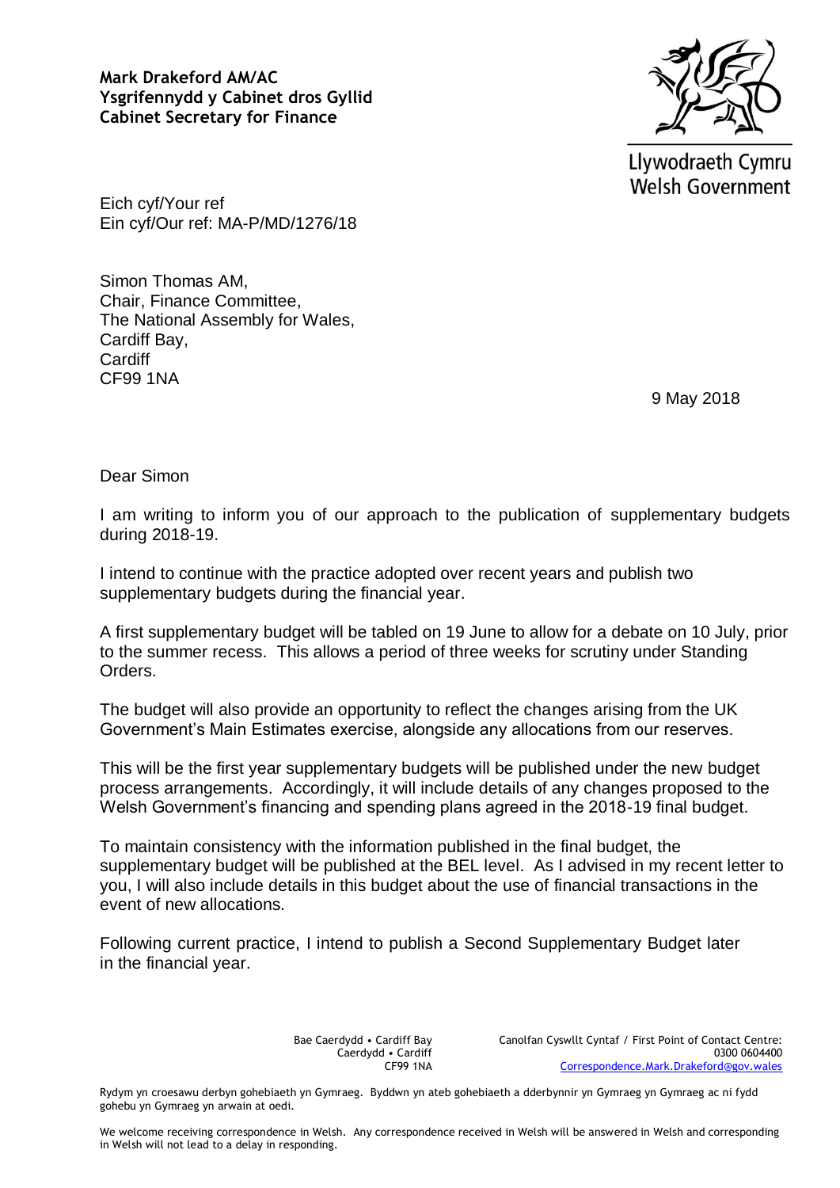**Mark Drakeford AM/AC**
**Ysgrifennydd y Cabinet dros Gyllid**
**Cabinet Secretary for Finance**

Llywodraeth Cymru
Welsh Government

Eich cyf/Your ref
Ein cyf/Our ref: MA-P/MD/1276/18

Simon Thomas AM,
Chair, Finance Committee,
The National Assembly for Wales,
Cardiff Bay,
Cardiff
CF99 1NA

9 May 2018

Dear Simon

I am writing to inform you of our approach to the publication of supplementary budgets during 2018-19.

I intend to continue with the practice adopted over recent years and publish two supplementary budgets during the financial year.

A first supplementary budget will be tabled on 19 June to allow for a debate on 10 July, prior to the summer recess. This allows a period of three weeks for scrutiny under Standing Orders.

The budget will also provide an opportunity to reflect the changes arising from the UK Government's Main Estimates exercise, alongside any allocations from our reserves.

This will be the first year supplementary budgets will be published under the new budget process arrangements. Accordingly, it will include details of any changes proposed to the Welsh Government's financing and spending plans agreed in the 2018-19 final budget.

To maintain consistency with the information published in the final budget, the supplementary budget will be published at the BEL level. As I advised in my recent letter to you, I will also include details in this budget about the use of financial transactions in the event of new allocations.

Following current practice, I intend to publish a Second Supplementary Budget later in the financial year.

Bae Caerdydd • Cardiff Bay
Caerdydd • Cardiff
CF99 1NA

Canolfan Cyswllt Cyntaf / First Point of Contact Centre:
0300 0604400
Correspondence.Mark.Drakeford@gov.wales

Rydym yn croesawu derbyn gohebiaeth yn Gymraeg. Byddwn yn ateb gohebiaeth a dderbynnir yn Gymraeg yn Gymraeg ac ni fydd gohebu yn Gymraeg yn arwain at oedi.

We welcome receiving correspondence in Welsh. Any correspondence received in Welsh will be answered in Welsh and corresponding in Welsh will not lead to a delay in responding.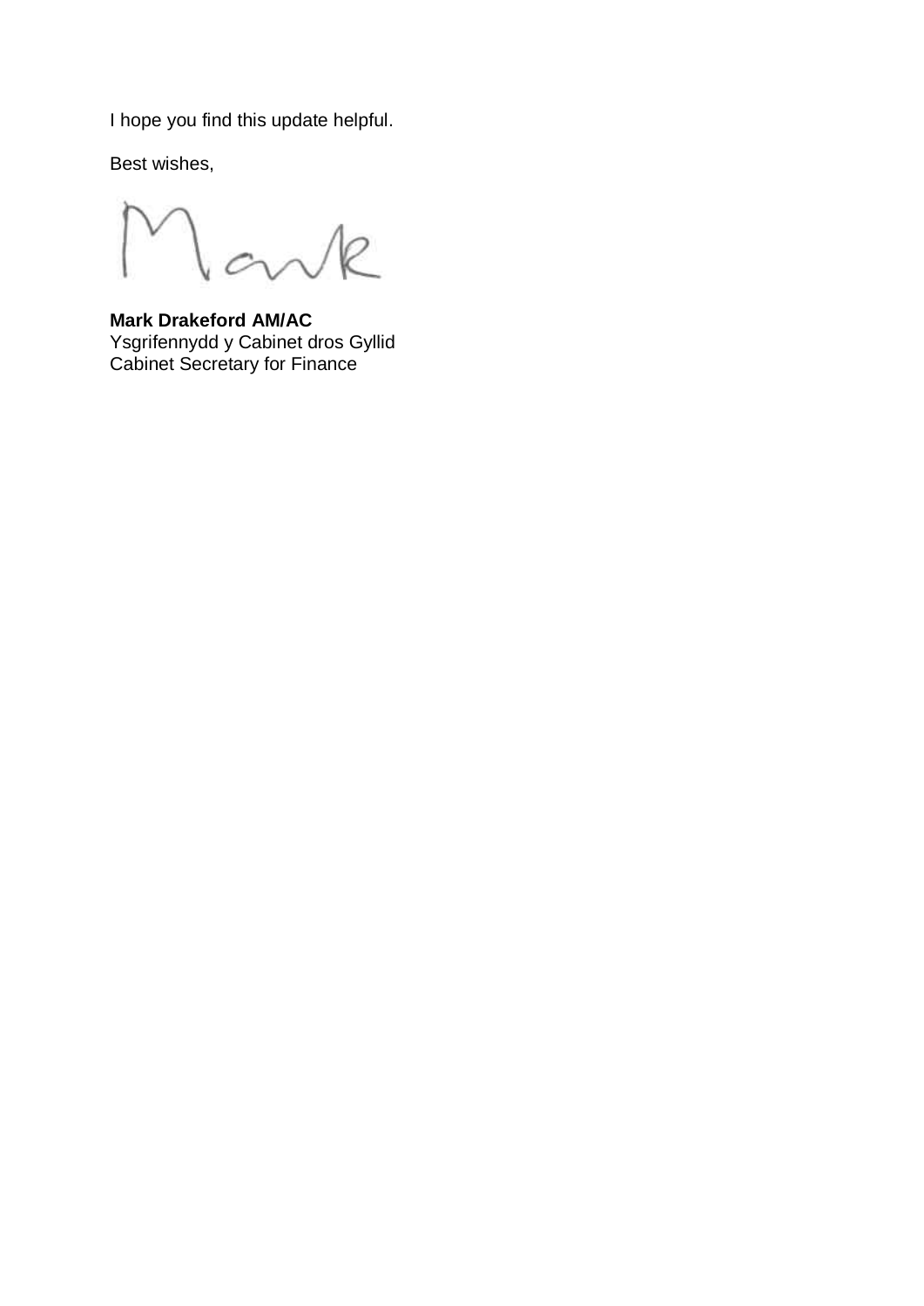I hope you find this update helpful.

Best wishes,

**Mark Drakeford AM/AC**
Ysgrifennydd y Cabinet dros Gyllid
Cabinet Secretary for Finance